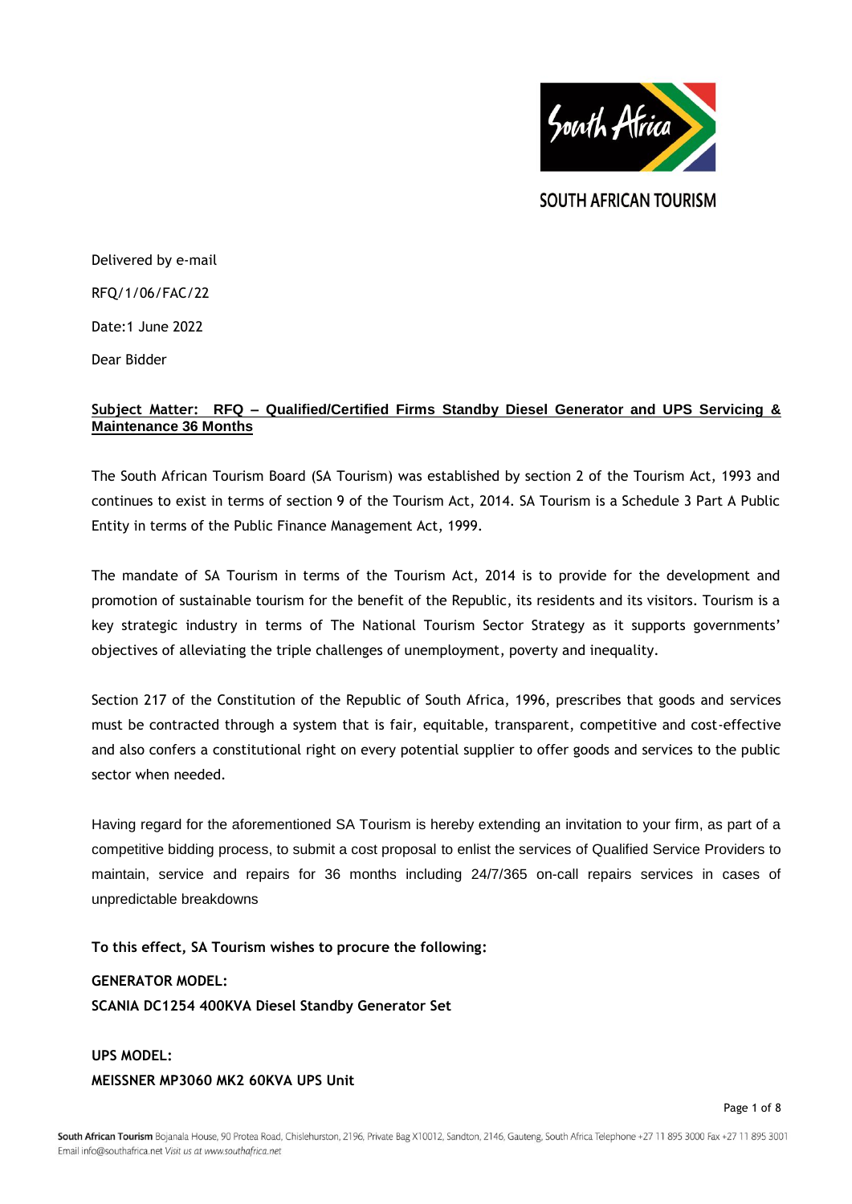SOUTH AFRICAN TOURISM

Delivered by e-mail

RFQ/1/06/FAC/22

Date:1 June 2022

Dear Bidder

**Subject Matter: RFQ – Qualified/Certified Firms Standby Diesel Generator and UPS Servicing & Maintenance 36 Months**

The South African Tourism Board (SA Tourism) was established by section 2 of the Tourism Act, 1993 and continues to exist in terms of section 9 of the Tourism Act, 2014. SA Tourism is a Schedule 3 Part A Public Entity in terms of the Public Finance Management Act, 1999.

The mandate of SA Tourism in terms of the Tourism Act, 2014 is to provide for the development and promotion of sustainable tourism for the benefit of the Republic, its residents and its visitors. Tourism is a key strategic industry in terms of The National Tourism Sector Strategy as it supports governments' objectives of alleviating the triple challenges of unemployment, poverty and inequality.

Section 217 of the Constitution of the Republic of South Africa, 1996, prescribes that goods and services must be contracted through a system that is fair, equitable, transparent, competitive and cost-effective and also confers a constitutional right on every potential supplier to offer goods and services to the public sector when needed.

Having regard for the aforementioned SA Tourism is hereby extending an invitation to your firm, as part of a competitive bidding process, to submit a cost proposal to enlist the services of Qualified Service Providers to maintain, service and repairs for 36 months including 24/7/365 on-call repairs services in cases of unpredictable breakdowns

**To this effect, SA Tourism wishes to procure the following:**

**GENERATOR MODEL:**
**SCANIA DC1254 400KVA Diesel Standby Generator Set**

**UPS MODEL:**
**MEISSNER MP3060 MK2 60KVA UPS Unit**

South African Tourism Bojanala House, 90 Protea Road, Chislehurston, 2196, Private Bag X10012, Sandton, 2146, Gauteng, South Africa Telephone +27 11 895 3000 Fax +27 11 895 3001
Email info@southafrica.net *Visit us at www.southafrica.net*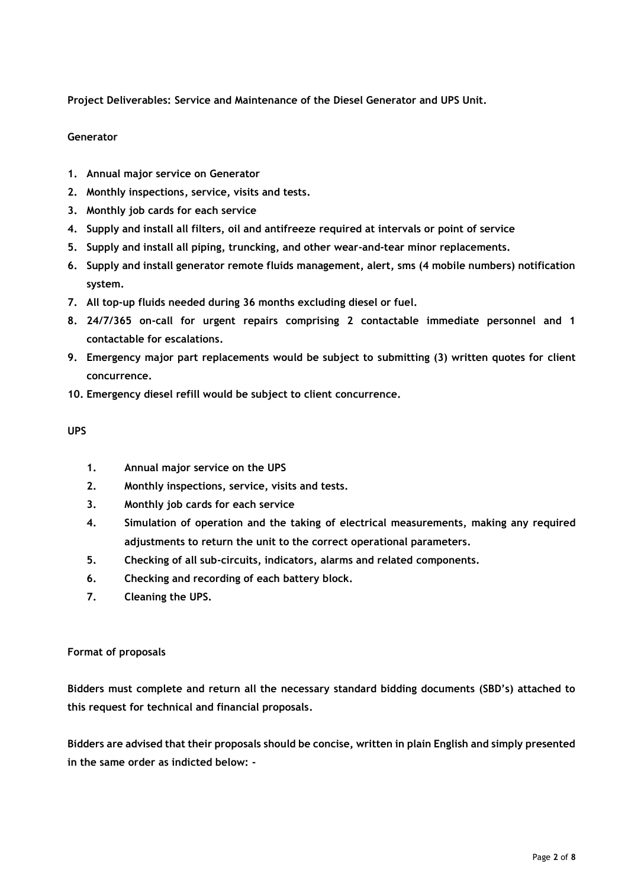**Project Deliverables: Service and Maintenance of the Diesel Generator and UPS Unit.**

**Generator**

1. **Annual major service on Generator**
2. **Monthly inspections, service, visits and tests.**
3. **Monthly job cards for each service**
4. **Supply and install all filters, oil and antifreeze required at intervals or point of service**
5. **Supply and install all piping, truncking, and other wear-and-tear minor replacements.**
6. **Supply and install generator remote fluids management, alert, sms (4 mobile numbers) notification system.**
7. **All top-up fluids needed during 36 months excluding diesel or fuel.**
8. **24/7/365 on-call for urgent repairs comprising 2 contactable immediate personnel and 1 contactable for escalations.**
9. **Emergency major part replacements would be subject to submitting (3) written quotes for client concurrence.**
10. **Emergency diesel refill would be subject to client concurrence.**

**UPS**

1. **Annual major service on the UPS**
2. **Monthly inspections, service, visits and tests.**
3. **Monthly job cards for each service**
4. **Simulation of operation and the taking of electrical measurements, making any required adjustments to return the unit to the correct operational parameters.**
5. **Checking of all sub-circuits, indicators, alarms and related components.**
6. **Checking and recording of each battery block.**
7. **Cleaning the UPS.**

**Format of proposals**

**Bidders must complete and return all the necessary standard bidding documents (SBD's) attached to this request for technical and financial proposals.**

**Bidders are advised that their proposals should be concise, written in plain English and simply presented in the same order as indicted below: -**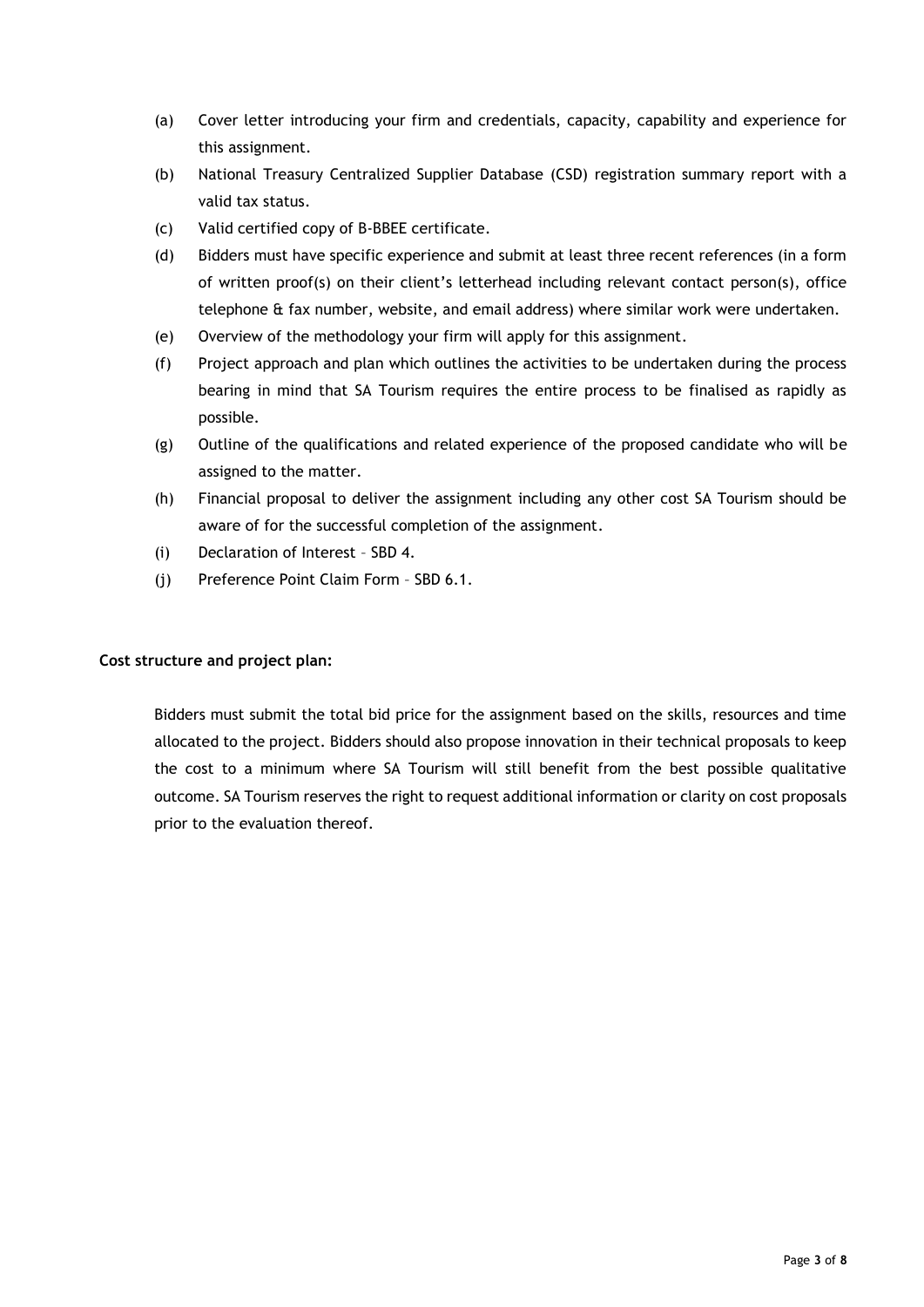(a) Cover letter introducing your firm and credentials, capacity, capability and experience for this assignment.

(b) National Treasury Centralized Supplier Database (CSD) registration summary report with a valid tax status.

(c) Valid certified copy of B-BBEE certificate.

(d) Bidders must have specific experience and submit at least three recent references (in a form of written proof(s) on their client's letterhead including relevant contact person(s), office telephone & fax number, website, and email address) where similar work were undertaken.

(e) Overview of the methodology your firm will apply for this assignment.

(f) Project approach and plan which outlines the activities to be undertaken during the process bearing in mind that SA Tourism requires the entire process to be finalised as rapidly as possible.

(g) Outline of the qualifications and related experience of the proposed candidate who will be assigned to the matter.

(h) Financial proposal to deliver the assignment including any other cost SA Tourism should be aware of for the successful completion of the assignment.

(i) Declaration of Interest – SBD 4.

(j) Preference Point Claim Form – SBD 6.1.

**Cost structure and project plan:**

Bidders must submit the total bid price for the assignment based on the skills, resources and time allocated to the project. Bidders should also propose innovation in their technical proposals to keep the cost to a minimum where SA Tourism will still benefit from the best possible qualitative outcome. SA Tourism reserves the right to request additional information or clarity on cost proposals prior to the evaluation thereof.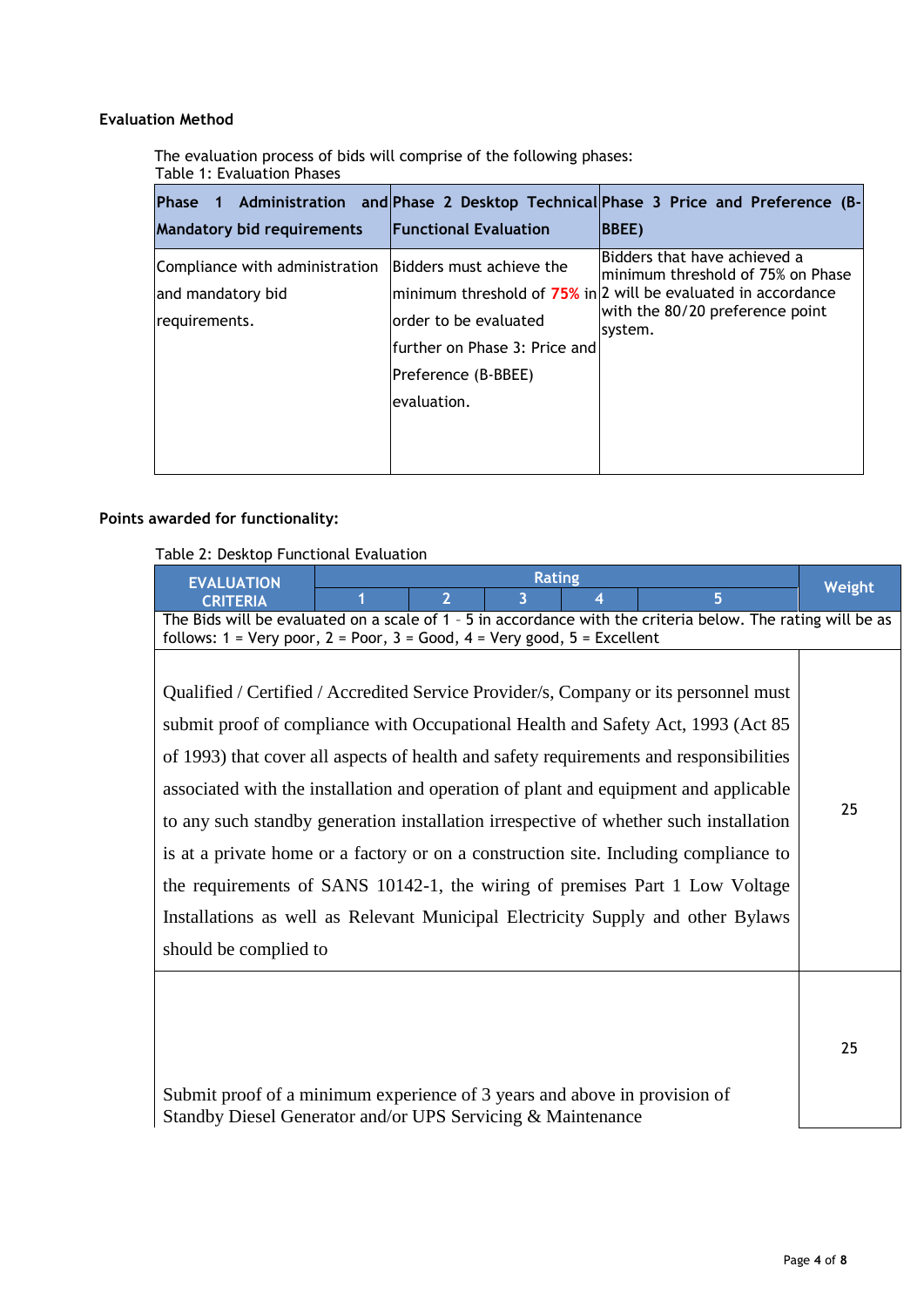**Evaluation Method**

The evaluation process of bids will comprise of the following phases:

Table 1: Evaluation Phases

| Phase 1 Administration and Mandatory bid requirements | Phase 2 Desktop Technical Functional Evaluation | Phase 3 Price and Preference (B-BBEE) |
|---|---|---|
| Compliance with administration and mandatory bid requirements. | Bidders must achieve the minimum threshold of **75%** in order to be evaluated further on Phase 3: Price and Preference (B-BBEE) evaluation. | Bidders that have achieved a minimum threshold of 75% on Phase 2 will be evaluated in accordance with the 80/20 preference point system. |

**Points awarded for functionality:**

Table 2: Desktop Functional Evaluation

| EVALUATION CRITERIA | Rating | | | | | Weight |
|---|---|---|---|---|---|---|
| | 1 | 2 | 3 | 4 | 5 | |
| The Bids will be evaluated on a scale of 1 – 5 in accordance with the criteria below. The rating will be as follows: 1 = Very poor, 2 = Poor, 3 = Good, 4 = Very good, 5 = Excellent | | | | | | |
| Qualified / Certified / Accredited Service Provider/s, Company or its personnel must submit proof of compliance with Occupational Health and Safety Act, 1993 (Act 85 of 1993) that cover all aspects of health and safety requirements and responsibilities associated with the installation and operation of plant and equipment and applicable to any such standby generation installation irrespective of whether such installation is at a private home or a factory or on a construction site. Including compliance to the requirements of SANS 10142-1, the wiring of premises Part 1 Low Voltage Installations as well as Relevant Municipal Electricity Supply and other Bylaws should be complied to | | | | | | 25 |
| Submit proof of a minimum experience of 3 years and above in provision of Standby Diesel Generator and/or UPS Servicing & Maintenance | | | | | | 25 |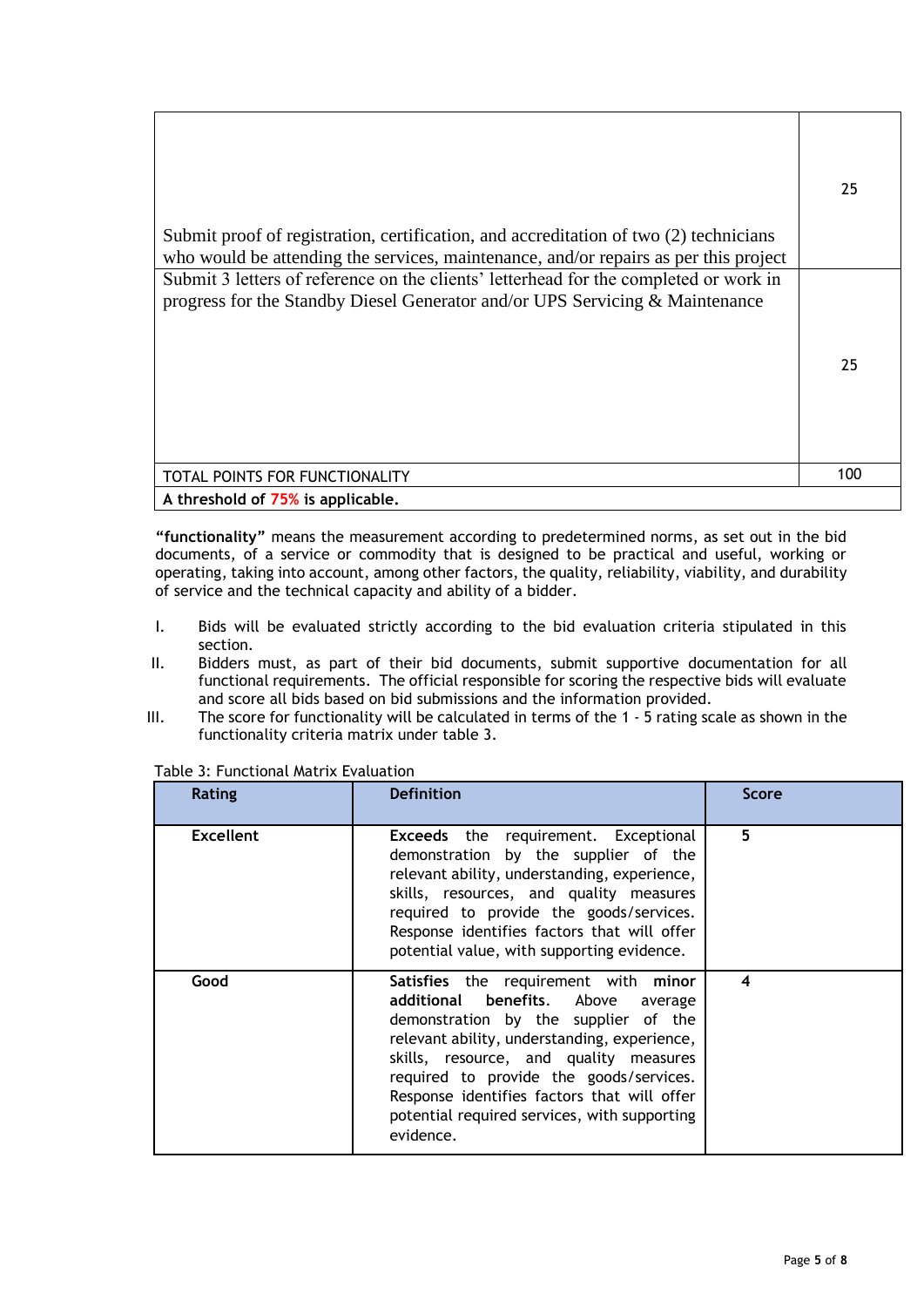| | |
|---|---|
| Submit proof of registration, certification, and accreditation of two (2) technicians who would be attending the services, maintenance, and/or repairs as per this project | 25 |
| Submit 3 letters of reference on the clients' letterhead for the completed or work in progress for the Standby Diesel Generator and/or UPS Servicing & Maintenance | 25 |
| TOTAL POINTS FOR FUNCTIONALITY | 100 |
| **A threshold of 75% is applicable.** | |

**"functionality"** means the measurement according to predetermined norms, as set out in the bid documents, of a service or commodity that is designed to be practical and useful, working or operating, taking into account, among other factors, the quality, reliability, viability, and durability of service and the technical capacity and ability of a bidder.

I. Bids will be evaluated strictly according to the bid evaluation criteria stipulated in this section.
II. Bidders must, as part of their bid documents, submit supportive documentation for all functional requirements. The official responsible for scoring the respective bids will evaluate and score all bids based on bid submissions and the information provided.
III. The score for functionality will be calculated in terms of the 1 - 5 rating scale as shown in the functionality criteria matrix under table 3.

Table 3: Functional Matrix Evaluation

| Rating | Definition | Score |
|---|---|---|
| **Excellent** | **Exceeds** the requirement. Exceptional demonstration by the supplier of the relevant ability, understanding, experience, skills, resources, and quality measures required to provide the goods/services. Response identifies factors that will offer potential value, with supporting evidence. | **5** |
| **Good** | **Satisfies** the requirement with **minor additional benefits**. Above average demonstration by the supplier of the relevant ability, understanding, experience, skills, resource, and quality measures required to provide the goods/services. Response identifies factors that will offer potential required services, with supporting evidence. | **4** |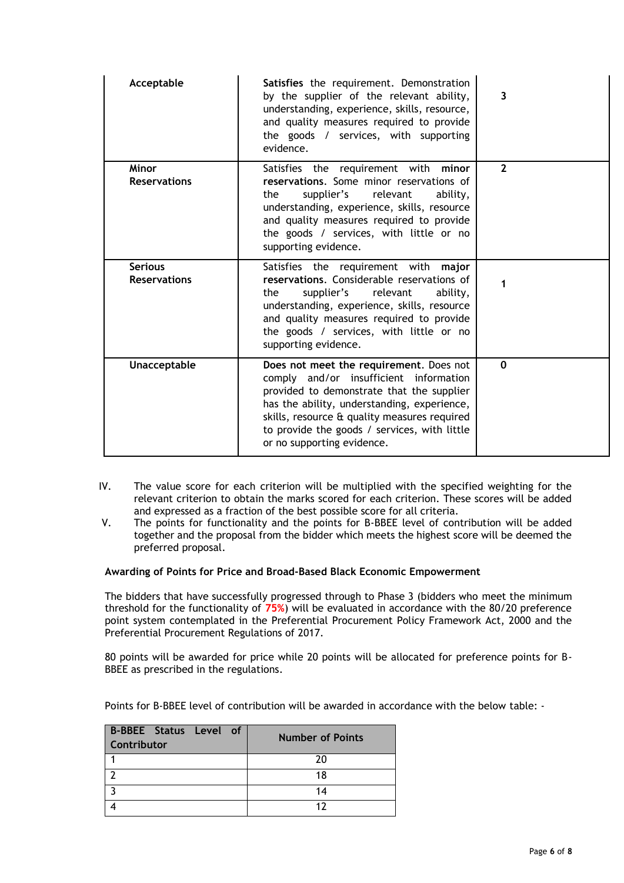| | | |
|---|---|---|
| **Acceptable** | **Satisfies** the requirement. Demonstration by the supplier of the relevant ability, understanding, experience, skills, resource, and quality measures required to provide the goods / services, with supporting evidence. | **3** |
| **Minor Reservations** | Satisfies the requirement with **minor reservations**. Some minor reservations of the supplier's relevant ability, understanding, experience, skills, resource and quality measures required to provide the goods / services, with little or no supporting evidence. | **2** |
| **Serious Reservations** | Satisfies the requirement with **major reservations**. Considerable reservations of the supplier's relevant ability, understanding, experience, skills, resource and quality measures required to provide the goods / services, with little or no supporting evidence. | **1** |
| **Unacceptable** | **Does not meet the requirement**. Does not comply and/or insufficient information provided to demonstrate that the supplier has the ability, understanding, experience, skills, resource & quality measures required to provide the goods / services, with little or no supporting evidence. | **0** |

IV. The value score for each criterion will be multiplied with the specified weighting for the relevant criterion to obtain the marks scored for each criterion. These scores will be added and expressed as a fraction of the best possible score for all criteria.

V. The points for functionality and the points for B-BBEE level of contribution will be added together and the proposal from the bidder which meets the highest score will be deemed the preferred proposal.

**Awarding of Points for Price and Broad-Based Black Economic Empowerment**

The bidders that have successfully progressed through to Phase 3 (bidders who meet the minimum threshold for the functionality of **75%**) will be evaluated in accordance with the 80/20 preference point system contemplated in the Preferential Procurement Policy Framework Act, 2000 and the Preferential Procurement Regulations of 2017.

80 points will be awarded for price while 20 points will be allocated for preference points for B-BBEE as prescribed in the regulations.

Points for B-BBEE level of contribution will be awarded in accordance with the below table: -

| B-BBEE Status Level of Contributor | Number of Points |
|---|---|
| 1 | 20 |
| 2 | 18 |
| 3 | 14 |
| 4 | 12 |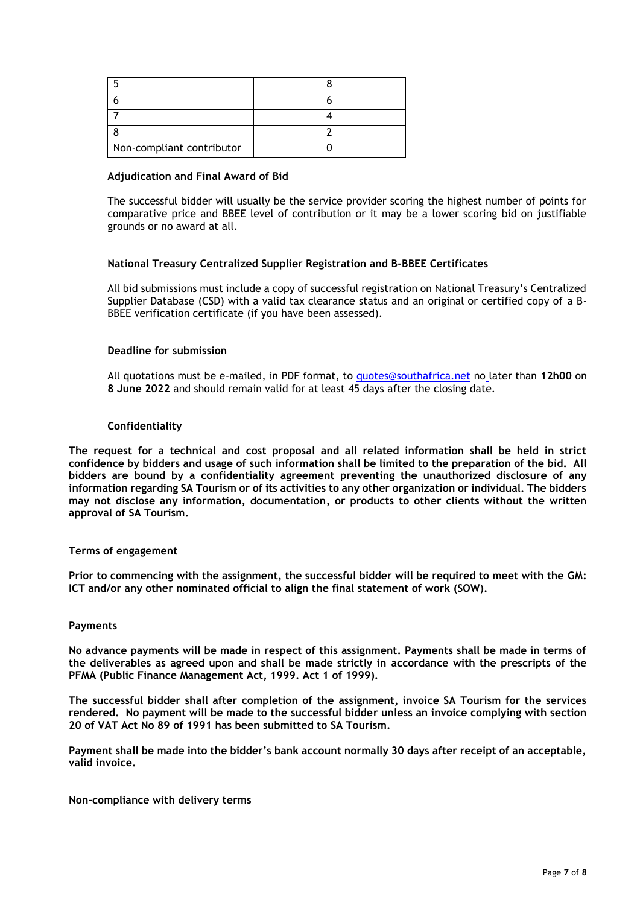| | |
|---|---|
| 5 | 8 |
| 6 | 6 |
| 7 | 4 |
| 8 | 2 |
| Non-compliant contributor | 0 |

**Adjudication and Final Award of Bid**

The successful bidder will usually be the service provider scoring the highest number of points for comparative price and BBEE level of contribution or it may be a lower scoring bid on justifiable grounds or no award at all.

**National Treasury Centralized Supplier Registration and B-BBEE Certificates**

All bid submissions must include a copy of successful registration on National Treasury's Centralized Supplier Database (CSD) with a valid tax clearance status and an original or certified copy of a B-BBEE verification certificate (if you have been assessed).

**Deadline for submission**

All quotations must be e-mailed, in PDF format, to quotes@southafrica.net no later than **12h00** on **8 June 2022** and should remain valid for at least 45 days after the closing date.

**Confidentiality**

**The request for a technical and cost proposal and all related information shall be held in strict confidence by bidders and usage of such information shall be limited to the preparation of the bid. All bidders are bound by a confidentiality agreement preventing the unauthorized disclosure of any information regarding SA Tourism or of its activities to any other organization or individual. The bidders may not disclose any information, documentation, or products to other clients without the written approval of SA Tourism.**

**Terms of engagement**

**Prior to commencing with the assignment, the successful bidder will be required to meet with the GM: ICT and/or any other nominated official to align the final statement of work (SOW).**

**Payments**

**No advance payments will be made in respect of this assignment. Payments shall be made in terms of the deliverables as agreed upon and shall be made strictly in accordance with the prescripts of the PFMA (Public Finance Management Act, 1999. Act 1 of 1999).**

**The successful bidder shall after completion of the assignment, invoice SA Tourism for the services rendered. No payment will be made to the successful bidder unless an invoice complying with section 20 of VAT Act No 89 of 1991 has been submitted to SA Tourism.**

**Payment shall be made into the bidder's bank account normally 30 days after receipt of an acceptable, valid invoice.**

**Non-compliance with delivery terms**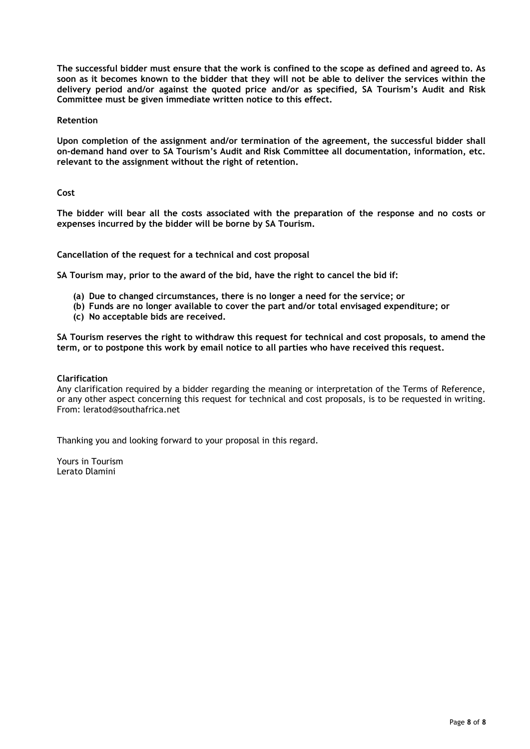**The successful bidder must ensure that the work is confined to the scope as defined and agreed to. As soon as it becomes known to the bidder that they will not be able to deliver the services within the delivery period and/or against the quoted price and/or as specified, SA Tourism's Audit and Risk Committee must be given immediate written notice to this effect.**

**Retention**

**Upon completion of the assignment and/or termination of the agreement, the successful bidder shall on-demand hand over to SA Tourism's Audit and Risk Committee all documentation, information, etc. relevant to the assignment without the right of retention.**

**Cost**

**The bidder will bear all the costs associated with the preparation of the response and no costs or expenses incurred by the bidder will be borne by SA Tourism.**

**Cancellation of the request for a technical and cost proposal**

**SA Tourism may, prior to the award of the bid, have the right to cancel the bid if:**

- **(a) Due to changed circumstances, there is no longer a need for the service; or**
- **(b) Funds are no longer available to cover the part and/or total envisaged expenditure; or**
- **(c) No acceptable bids are received.**

**SA Tourism reserves the right to withdraw this request for technical and cost proposals, to amend the term, or to postpone this work by email notice to all parties who have received this request.**

**Clarification**

Any clarification required by a bidder regarding the meaning or interpretation of the Terms of Reference, or any other aspect concerning this request for technical and cost proposals, is to be requested in writing. From: leratod@southafrica.net

Thanking you and looking forward to your proposal in this regard.

Yours in Tourism
Lerato Dlamini